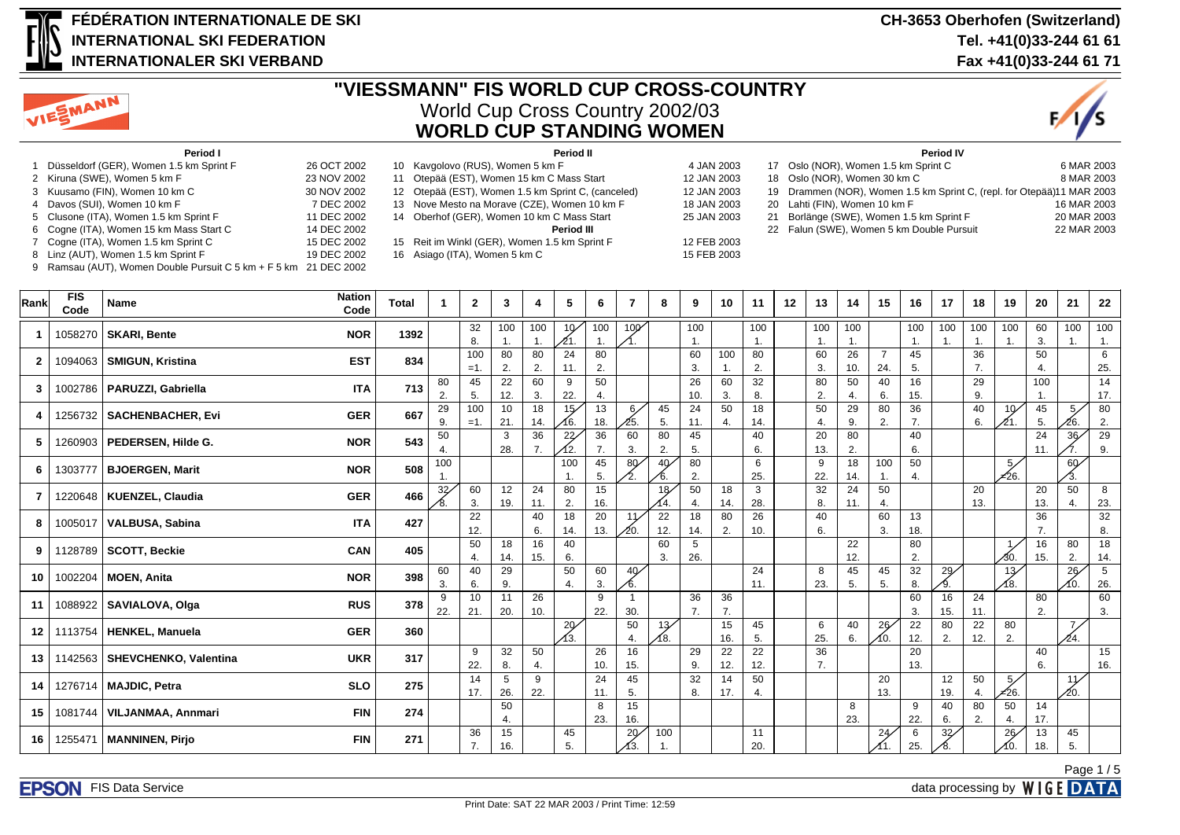**FÉDÉRATION INTERNATIONALE DE SKI**
**INTERNATIONAL SKI FEDERATION**
**INTERNATIONALER SKI VERBAND**

**CH-3653 Oberhofen (Switzerland)**
**Tel. +41(0)33-244 61 61**
**Fax +41(0)33-244 61 71**

# "VIESSMANN" FIS WORLD CUP CROSS-COUNTRY

## World Cup Cross Country 2002/03

## WORLD CUP STANDING WOMEN

**Period I**

1. Düsseldorf (GER), Women 1.5 km Sprint F — 26 OCT 2002
2. Kiruna (SWE), Women 5 km F — 23 NOV 2002
3. Kuusamo (FIN), Women 10 km C — 30 NOV 2002
4. Davos (SUI), Women 10 km F — 7 DEC 2002
5. Clusone (ITA), Women 1.5 km Sprint F — 11 DEC 2002
6. Cogne (ITA), Women 15 km Mass Start C — 14 DEC 2002
7. Cogne (ITA), Women 1.5 km Sprint C — 15 DEC 2002
8. Linz (AUT), Women 1.5 km Sprint F — 19 DEC 2002
9. Ramsau (AUT), Women Double Pursuit C 5 km + F 5 km — 21 DEC 2002

**Period II**

10. Kavgolovo (RUS), Women 5 km F — 4 JAN 2003
11. Otepää (EST), Women 15 km C Mass Start — 12 JAN 2003
12. Otepää (EST), Women 1.5 km Sprint C, (canceled) — 12 JAN 2003
13. Nove Mesto na Morave (CZE), Women 10 km F — 18 JAN 2003
14. Oberhof (GER), Women 10 km C Mass Start — 25 JAN 2003

**Period III**

15. Reit im Winkl (GER), Women 1.5 km Sprint F — 12 FEB 2003
16. Asiago (ITA), Women 5 km C — 15 FEB 2003

**Period IV**

17. Oslo (NOR), Women 1.5 km Sprint C — 6 MAR 2003
18. Oslo (NOR), Women 30 km C — 8 MAR 2003
19. Drammen (NOR), Women 1.5 km Sprint C, (repl. for Otepää) — 11 MAR 2003
20. Lahti (FIN), Women 10 km F — 16 MAR 2003
21. Borlänge (SWE), Women 1.5 km Sprint F — 20 MAR 2003
22. Falun (SWE), Women 5 km Double Pursuit — 22 MAR 2003

Struck-through entries (~~...~~) are shown as crossed out in the original. Each cell: points (rank).

| Rank | FIS Code | Name | Nation Code | Total | 1 | 2 | 3 | 4 | 5 | 6 | 7 | 8 | 9 | 10 | 11 | 12 | 13 | 14 | 15 | 16 | 17 | 18 | 19 | 20 | 21 | 22 |
|---|---|---|---|---|---|---|---|---|---|---|---|---|---|---|---|---|---|---|---|---|---|---|---|---|---|---|
| 1 | 1058270 | SKARI, Bente | NOR | 1392 | | 32 (8.) | 100 (1.) | 100 (1.) | ~~10 (21.)~~ | 100 (1.) | ~~100 (1.)~~ | | 100 (1.) | | 100 (1.) | | 100 (1.) | 100 (1.) | | 100 (1.) | 100 (1.) | 100 (1.) | 100 (1.) | 60 (3.) | 100 (1.) | 100 (1.) |
| 2 | 1094063 | SMIGUN, Kristina | EST | 834 | | 100 (=1.) | 80 (2.) | 80 (2.) | 24 (11.) | 80 (2.) | | | 60 (3.) | 100 (1.) | 80 (2.) | | 60 (3.) | 26 (10.) | 7 (24.) | 45 (5.) | | 36 (7.) | | 50 (4.) | | 6 (25.) |
| 3 | 1002786 | PARUZZI, Gabriella | ITA | 713 | 80 (2.) | 45 (5.) | 22 (12.) | 60 (3.) | 9 (22.) | 50 (4.) | | | 26 (10.) | 60 (3.) | 32 (8.) | | 80 (2.) | 50 (4.) | 40 (6.) | 16 (15.) | | 29 (9.) | | 100 (1.) | | 14 (17.) |
| 4 | 1256732 | SACHENBACHER, Evi | GER | 667 | 29 (9.) | 100 (=1.) | 10 (21.) | 18 (14.) | ~~15 (16.)~~ | 13 (18.) | ~~6 (25.)~~ | 45 (5.) | 24 (11.) | 50 (4.) | 18 (14.) | | 50 (4.) | 29 (9.) | 80 (2.) | 36 (7.) | | 40 (6.) | ~~10 (21.)~~ | 45 (5.) | ~~5 (26.)~~ | 80 (2.) |
| 5 | 1260903 | PEDERSEN, Hilde G. | NOR | 543 | 50 (4.) | | 3 (28.) | 36 (7.) | ~~22 (12.)~~ | 36 (7.) | 60 (3.) | 80 (2.) | 45 (5.) | | 40 (6.) | | 20 (13.) | 80 (2.) | | 40 (6.) | | | | 24 (11.) | ~~36 (7.)~~ | 29 (9.) |
| 6 | 1303777 | BJOERGEN, Marit | NOR | 508 | 100 (1.) | | | | 100 (1.) | 45 (5.) | ~~80 (2.)~~ | ~~40 (6.)~~ | 80 (2.) | | 6 (25.) | | 9 (22.) | 18 (14.) | 100 (1.) | 50 (4.) | | | ~~5 (=26.)~~ | | ~~60 (3.)~~ | |
| 7 | 1220648 | KUENZEL, Claudia | GER | 466 | ~~32 (8.)~~ | 60 (3.) | 12 (19.) | 24 (11.) | 80 (2.) | 15 (16.) | | ~~18 (14.)~~ | 50 (4.) | 18 (14.) | 3 (28.) | | 32 (8.) | 24 (11.) | 50 (4.) | | | 20 (13.) | | 20 (13.) | 50 (4.) | 8 (23.) |
| 8 | 1005017 | VALBUSA, Sabina | ITA | 427 | | 22 (12.) | | 40 (6.) | 18 (14.) | 20 (13.) | ~~11 (20.)~~ | 22 (12.) | 18 (14.) | 80 (2.) | 26 (10.) | | 40 (6.) | | 60 (3.) | 13 (18.) | | | | 36 (7.) | | 32 (8.) |
| 9 | 1128789 | SCOTT, Beckie | CAN | 405 | | 50 (4.) | 18 (14.) | 16 (15.) | 40 (6.) | | | 60 (3.) | 5 (26.) | | | | | 22 (12.) | | 80 (2.) | | | ~~1 (30.)~~ | 16 (15.) | 80 (2.) | 18 (14.) |
| 10 | 1002204 | MOEN, Anita | NOR | 398 | 60 (3.) | 40 (6.) | 29 (9.) | | 50 (4.) | 60 (3.) | ~~40 (6.)~~ | | | | 24 (11.) | | 8 (23.) | 45 (5.) | 45 (5.) | 32 (8.) | ~~29 (9.)~~ | | ~~13 (18.)~~ | | ~~26 (10.)~~ | 5 (26.) |
| 11 | 1088922 | SAVIALOVA, Olga | RUS | 378 | 9 (22.) | 10 (21.) | 11 (20.) | 26 (10.) | | 9 (22.) | 1 (30.) | | 36 (7.) | 36 (7.) | | | | | | 60 (3.) | 16 (15.) | 24 (11.) | | 80 (2.) | | 60 (3.) |
| 12 | 1113754 | HENKEL, Manuela | GER | 360 | | | | | ~~20 (13.)~~ | | 50 (4.) | ~~13 (18.)~~ | | 15 (16.) | 45 (5.) | | 6 (25.) | 40 (6.) | ~~26 (10.)~~ | 22 (12.) | 80 (2.) | 22 (12.) | 80 (2.) | | ~~7 (24.)~~ | |
| 13 | 1142563 | SHEVCHENKO, Valentina | UKR | 317 | | 9 (22.) | 32 (8.) | 50 (4.) | | 26 (10.) | 16 (15.) | | 29 (9.) | 22 (12.) | 22 (12.) | | 36 (7.) | | | 20 (13.) | | | | 40 (6.) | | 15 (16.) |
| 14 | 1276714 | MAJDIC, Petra | SLO | 275 | | 14 (17.) | 5 (26.) | 9 (22.) | | 24 (11.) | 45 (5.) | | 32 (8.) | 14 (17.) | 50 (4.) | | | | 20 (13.) | | 12 (19.) | 50 (4.) | ~~5 (=26.)~~ | | ~~11 (20.)~~ | |
| 15 | 1081744 | VILJANMAA, Annmari | FIN | 274 | | | 50 (4.) | | | 8 (23.) | 15 (16.) | | | | | | | 8 (23.) | | 9 (22.) | 40 (6.) | 80 (2.) | 50 (4.) | 14 (17.) | | |
| 16 | 1255471 | MANNINEN, Pirjo | FIN | 271 | | 36 (7.) | 15 (16.) | | 45 (5.) | | ~~20 (13.)~~ | 100 (1.) | | | 11 (20.) | | | | ~~24 (11.)~~ | 6 (25.) | ~~32 (8.)~~ | | ~~26 (10.)~~ | 13 (18.) | 45 (5.) | |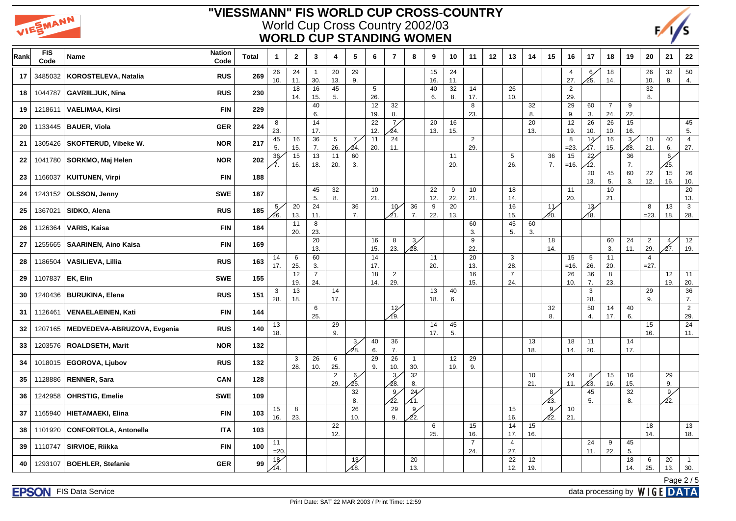# "VIESSMANN" FIS WORLD CUP CROSS-COUNTRY

## World Cup Cross Country 2002/03

## WORLD CUP STANDING WOMEN

| Rank | FIS Code | Name | Nation Code | Total | 1 | 2 | 3 | 4 | 5 | 6 | 7 | 8 | 9 | 10 | 11 | 12 | 13 | 14 | 15 | 16 | 17 | 18 | 19 | 20 | 21 | 22 |
|---|---|---|---|---|---|---|---|---|---|---|---|---|---|---|---|---|---|---|---|---|---|---|---|---|---|---|
| 17 | 3485032 | KOROSTELEVA, Natalia | RUS | 269 | 26 10. | 24 11. | 1 30. | 20 13. | 29 9. | | | | 15 16. | 24 11. | | | | | | 4 27. | 6 25. | 18 14. | | 26 10. | 32 8. | 50 4. |
| 18 | 1044787 | GAVRIILJUK, Nina | RUS | 230 | | 18 14. | 16 15. | 45 5. | | 5 26. | | | 40 6. | 32 8. | 14 17. | | 26 10. | | | 2 29. | | | | 32 8. | | |
| 19 | 1218611 | VAELIMAA, Kirsi | FIN | 229 | | | 40 6. | | | 12 19. | 32 8. | | | | 8 23. | | | 32 8. | | 29 9. | 60 3. | 7 24. | 9 22. | | | |
| 20 | 1133445 | BAUER, Viola | GER | 224 | 8 23. | | 14 17. | | | 22 12. | 7 24. | | 20 13. | 16 15. | | | | 20 13. | | 12 19. | 26 10. | 26 10. | 15 16. | | | 45 5. |
| 21 | 1305426 | SKOFTERUD, Vibeke W. | NOR | 217 | 45 5. | 16 15. | 36 7. | 5 26. | 7 24. | 11 20. | 24 11. | | | | 2 29. | | | | | 8 =23. | 14 17. | 16 15. | 3 28. | 10 21. | 40 6. | 4 27. |
| 22 | 1041780 | SORKMO, Maj Helen | NOR | 202 | 36 7. | 15 16. | 13 18. | 11 20. | 60 3. | | | | | 11 20. | | | 5 26. | | 36 7. | 15 =16. | 22 12. | | 36 7. | | 6 25. | |
| 23 | 1166037 | KUITUNEN, Virpi | FIN | 188 | | | | | | | | | | | | | | | | | 20 13. | 45 5. | 60 3. | 22 12. | 15 16. | 26 10. |
| 24 | 1243152 | OLSSON, Jenny | SWE | 187 | | | 45 5. | 32 8. | | 10 21. | | | 22 12. | 9 22. | 10 21. | | 18 14. | | | 11 20. | | 10 21. | | | | 20 13. |
| 25 | 1367021 | SIDKO, Alena | RUS | 185 | 5 26. | 20 13. | 24 11. | | 36 7. | | 10 21. | 36 7. | 9 22. | 20 13. | | | 16 15. | | 11 20. | | 13 18. | | | 8 =23. | 13 18. | 3 28. |
| 26 | 1126364 | VARIS, Kaisa | FIN | 184 | | 11 20. | 8 23. | | | | | | | | 60 3. | | 45 5. | 60 3. | | | | | | | | |
| 27 | 1255665 | SAARINEN, Aino Kaisa | FIN | 169 | | | 20 13. | | | 16 15. | 8 23. | 3 28. | | | 9 22. | | | | 18 14. | | | 60 3. | 24 11. | 2 29. | 4 27. | 12 19. |
| 28 | 1186504 | VASILIEVA, Lillia | RUS | 163 | 14 17. | 6 25. | 60 3. | | | 14 17. | | | 11 20. | | 20 13. | | 3 28. | | | 15 =16. | 5 26. | 11 20. | | 4 =27. | | |
| 29 | 1107837 | EK, Elin | SWE | 155 | | 12 19. | 7 24. | | | 18 14. | 2 29. | | | | 16 15. | | 7 24. | | | 26 10. | 36 7. | 8 23. | | | 12 19. | 11 20. |
| 30 | 1240436 | BURUKINA, Elena | RUS | 151 | 3 28. | 13 18. | | 14 17. | | | | | 13 18. | 40 6. | | | | | | | 3 28. | | | 29 9. | | 36 7. |
| 31 | 1126461 | VENAELAEINEN, Kati | FIN | 144 | | | 6 25. | | | | 12 19. | | | | | | | | 32 8. | | 50 4. | 14 17. | 40 6. | | | 2 29. |
| 32 | 1207165 | MEDVEDEVA-ABRUZOVA, Evgenia | RUS | 140 | 13 18. | | | 29 9. | | | | | 14 17. | 45 5. | | | | | | | | | | 15 16. | | 24 11. |
| 33 | 1203576 | ROALDSETH, Marit | NOR | 132 | | | | | 3 28. | 40 6. | 36 7. | | | | | | | 13 18. | | 18 14. | 11 20. | | 14 17. | | | |
| 34 | 1018015 | EGOROVA, Ljubov | RUS | 132 | | 3 28. | 26 10. | 6 25. | | 29 9. | 26 10. | 1 30. | | 12 19. | 29 9. | | | | | | | | | | | |
| 35 | 1128886 | RENNER, Sara | CAN | 128 | | | | 2 29. | 6 25. | | 3 28. | 32 8. | | | | | | 10 21. | | 24 11. | 8 23. | 15 16. | 16 15. | | 29 9. | |
| 36 | 1242958 | OHRSTIG, Emelie | SWE | 109 | | | | | 32 8. | | 9 22. | 24 11. | | | | | | | 8 23. | | 45 5. | | 32 8. | | 9 22. | |
| 37 | 1165940 | HIETAMAEKI, Elina | FIN | 103 | 15 16. | 8 23. | | | 26 10. | | 29 9. | 9 22. | | | | | 15 16. | | 9 22. | 10 21. | | | | | | |
| 38 | 1101920 | CONFORTOLA, Antonella | ITA | 103 | | | | 22 12. | | | | | 6 25. | | 15 16. | | 14 17. | 15 16. | | | | | | 18 14. | | 13 18. |
| 39 | 1110747 | SIRVIOE, Riikka | FIN | 100 | 11 =20. | | | | | | | | | | 7 24. | | 4 27. | | | | 24 11. | 9 22. | 45 5. | | | |
| 40 | 1293107 | BOEHLER, Stefanie | GER | 99 | 18 14. | | | | 13 18. | | | 20 13. | | | | | 22 12. | 12 19. | | | | | 18 14. | 6 25. | 20 13. | 1 30. |

FIS Data Service — data processing by WIGE DATA

Print Date: SAT 22 MAR 2003 / Print Time: 12:59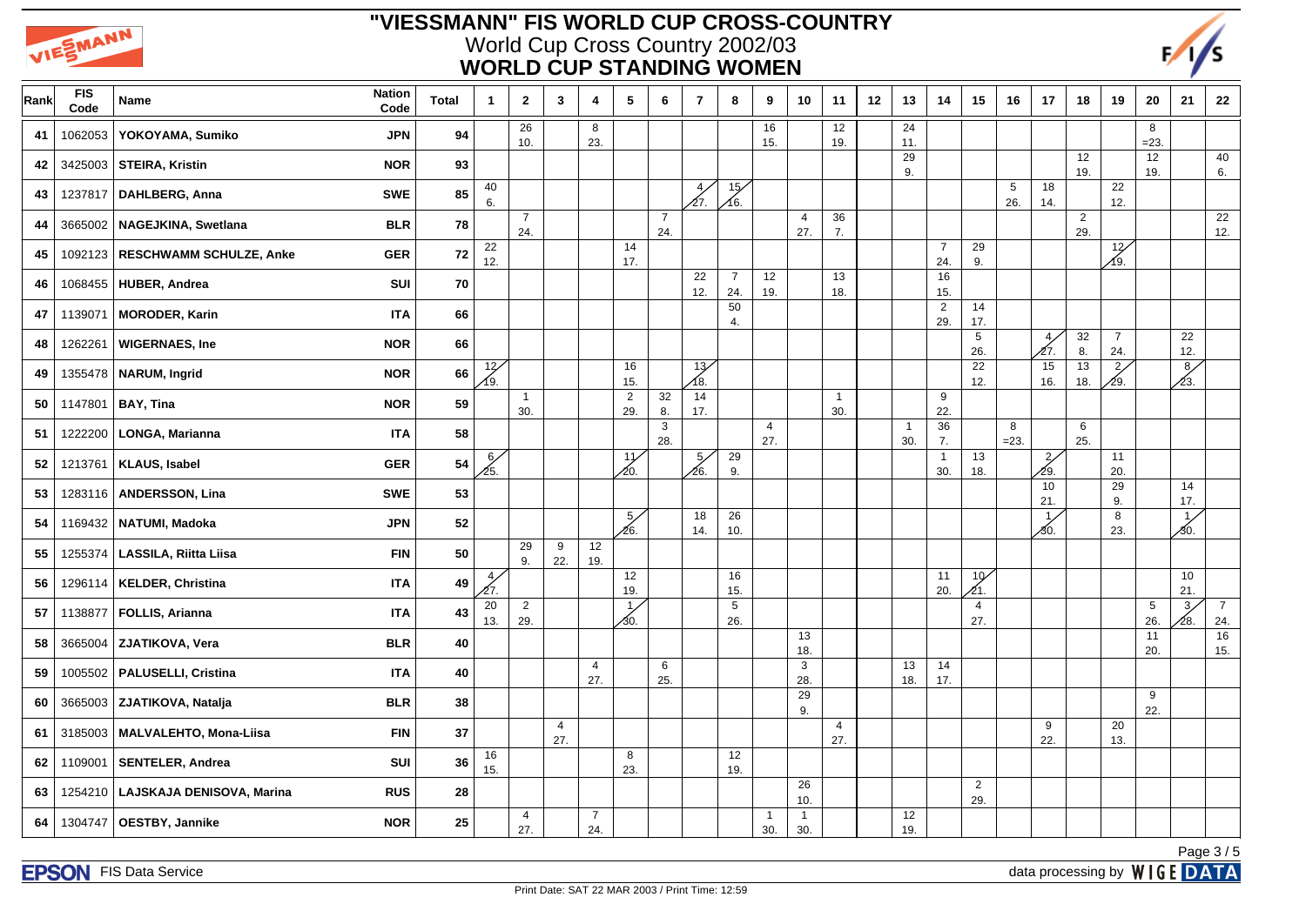# "VIESSMANN" FIS WORLD CUP CROSS-COUNTRY

World Cup Cross Country 2002/03

**WORLD CUP STANDING WOMEN**

| Rank | FIS Code | Name | Nation Code | Total | 1 | 2 | 3 | 4 | 5 | 6 | 7 | 8 | 9 | 10 | 11 | 12 | 13 | 14 | 15 | 16 | 17 | 18 | 19 | 20 | 21 | 22 |
|---|---|---|---|---|---|---|---|---|---|---|---|---|---|---|---|---|---|---|---|---|---|---|---|---|---|---|
| 41 | 1062053 | YOKOYAMA, Sumiko | JPN | 94 | | 26 10. | | 8 23. | | | | | 16 15. | | 12 19. | | 24 11. | | | | | | | 8 =23. | | |
| 42 | 3425003 | STEIRA, Kristin | NOR | 93 | | | | | | | | | | | | | 29 9. | | | | | 12 19. | | 12 19. | | 40 6. |
| 43 | 1237817 | DAHLBERG, Anna | SWE | 85 | 40 6. | | | | | | 4 27. | 15 16. | | | | | | | | 5 26. | 18 14. | | 22 12. | | | |
| 44 | 3665002 | NAGEJKINA, Swetlana | BLR | 78 | | 7 24. | | | | 7 24. | | | | 4 27. | 36 7. | | | | | | | 2 29. | | | | 22 12. |
| 45 | 1092123 | RESCHWAMM SCHULZE, Anke | GER | 72 | 22 12. | | | | 14 17. | | | | | | | | | 7 24. | 29 9. | | | | 12 19. | | | |
| 46 | 1068455 | HUBER, Andrea | SUI | 70 | | | | | | | 22 12. | 7 24. | 12 19. | | 13 18. | | | 16 15. | | | | | | | | |
| 47 | 1139071 | MORODER, Karin | ITA | 66 | | | | | | | | 50 4. | | | | | | 2 29. | 14 17. | | | | | | | |
| 48 | 1262261 | WIGERNAES, Ine | NOR | 66 | | | | | | | | | | | | | | | 5 26. | | 4 27. | 32 8. | 7 24. | | 22 12. | |
| 49 | 1355478 | NARUM, Ingrid | NOR | 66 | 12 19. | | | | 16 15. | | 13 18. | | | | | | | | 22 12. | | 15 16. | 13 18. | 2 29. | | 8 23. | |
| 50 | 1147801 | BAY, Tina | NOR | 59 | | 1 30. | | | 2 29. | 32 8. | 14 17. | | | | 1 30. | | | 9 22. | | | | | | | | |
| 51 | 1222200 | LONGA, Marianna | ITA | 58 | | | | | | 3 28. | | | 4 27. | | | | 1 30. | 36 7. | | 8 =23. | | 6 25. | | | | |
| 52 | 1213761 | KLAUS, Isabel | GER | 54 | 6 25. | | | | 11 20. | | 5 26. | 29 9. | | | | | | 1 30. | 13 18. | | 2 29. | | 11 20. | | | |
| 53 | 1283116 | ANDERSSON, Lina | SWE | 53 | | | | | | | | | | | | | | | | | 10 21. | | 29 9. | | 14 17. | |
| 54 | 1169432 | NATUMI, Madoka | JPN | 52 | | | | | 5 26. | | 18 14. | 26 10. | | | | | | | | | 1 30. | | 8 23. | | 1 30. | |
| 55 | 1255374 | LASSILA, Riitta Liisa | FIN | 50 | | 29 9. | 9 22. | 12 19. | | | | | | | | | | | | | | | | | | |
| 56 | 1296114 | KELDER, Christina | ITA | 49 | 4 27. | | | | 12 19. | | | 16 15. | | | | | | 11 20. | 10 21. | | | | | | 10 21. | |
| 57 | 1138877 | FOLLIS, Arianna | ITA | 43 | 20 13. | 2 29. | | | 1 30. | | | 5 26. | | | | | | | 4 27. | | | | | 5 26. | 3 28. | 7 24. |
| 58 | 3665004 | ZJATIKOVA, Vera | BLR | 40 | | | | | | | | | | 13 18. | | | | | | | | | | 11 20. | | 16 15. |
| 59 | 1005502 | PALUSELLI, Cristina | ITA | 40 | | | | 4 27. | | 6 25. | | | | 3 28. | | | 13 18. | 14 17. | | | | | | | | |
| 60 | 3665003 | ZJATIKOVA, Natalja | BLR | 38 | | | | | | | | | | 29 9. | | | | | | | | | | 9 22. | | |
| 61 | 3185003 | MALVALEHTO, Mona-Liisa | FIN | 37 | | | 4 27. | | | | | | | | 4 27. | | | | | | 9 22. | | 20 13. | | | |
| 62 | 1109001 | SENTELER, Andrea | SUI | 36 | 16 15. | | | | 8 23. | | | 12 19. | | | | | | | | | | | | | | |
| 63 | 1254210 | LAJSKAJA DENISOVA, Marina | RUS | 28 | | | | | | | | | | 26 10. | | | | | 2 29. | | | | | | | |
| 64 | 1304747 | OESTBY, Jannike | NOR | 25 | | 4 27. | | 7 24. | | | | | 1 30. | 1 30. | | | 12 19. | | | | | | | | | |

FIS Data Service

data processing by WIGE DATA

Print Date: SAT 22 MAR 2003 / Print Time: 12:59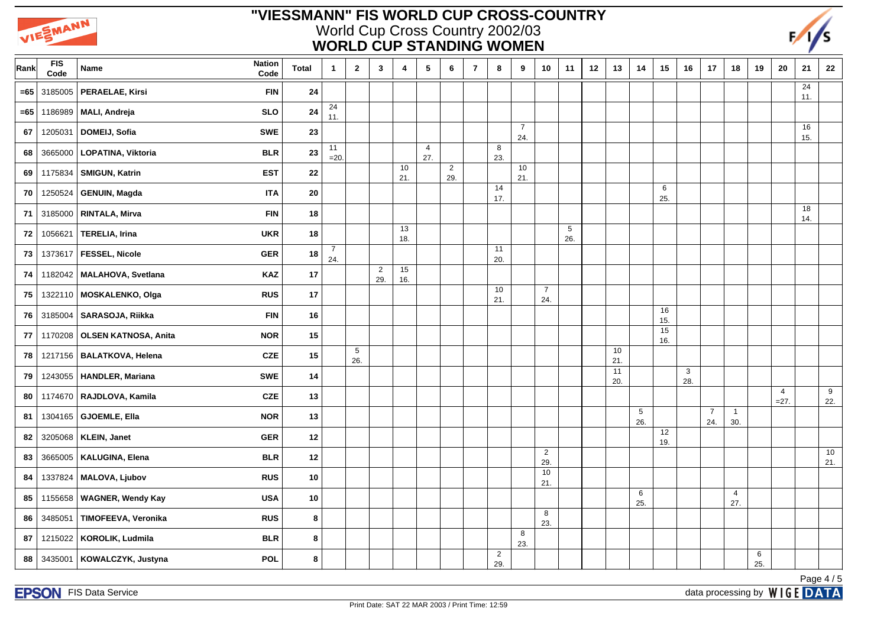# "VIESSMANN" FIS WORLD CUP CROSS-COUNTRY

World Cup Cross Country 2002/03

**WORLD CUP STANDING WOMEN**

| Rank | FIS Code | Name | Nation Code | Total | 1 | 2 | 3 | 4 | 5 | 6 | 7 | 8 | 9 | 10 | 11 | 12 | 13 | 14 | 15 | 16 | 17 | 18 | 19 | 20 | 21 | 22 |
|---|---|---|---|---|---|---|---|---|---|---|---|---|---|---|---|---|---|---|---|---|---|---|---|---|---|---|
| =65 | 3185005 | PERAELAE, Kirsi | FIN | 24 | | | | | | | | | | | | | | | | | | | | | 24 11. | |
| =65 | 1186989 | MALI, Andreja | SLO | 24 | 24 11. | | | | | | | | | | | | | | | | | | | | | |
| 67 | 1205031 | DOMEIJ, Sofia | SWE | 23 | | | | | | | | | 7 24. | | | | | | | | | | | | 16 15. | |
| 68 | 3665000 | LOPATINA, Viktoria | BLR | 23 | 11 =20. | | | | 4 27. | | | 8 23. | | | | | | | | | | | | | | |
| 69 | 1175834 | SMIGUN, Katrin | EST | 22 | | | | 10 21. | | 2 29. | | | 10 21. | | | | | | | | | | | | | |
| 70 | 1250524 | GENUIN, Magda | ITA | 20 | | | | | | | | 14 17. | | | | | | | 6 25. | | | | | | | |
| 71 | 3185000 | RINTALA, Mirva | FIN | 18 | | | | | | | | | | | | | | | | | | | | | 18 14. | |
| 72 | 1056621 | TERELIA, Irina | UKR | 18 | | | | 13 18. | | | | | | | 5 26. | | | | | | | | | | | |
| 73 | 1373617 | FESSEL, Nicole | GER | 18 | 7 24. | | | | | | | 11 20. | | | | | | | | | | | | | | |
| 74 | 1182042 | MALAHOVA, Svetlana | KAZ | 17 | | | 2 29. | 15 16. | | | | | | | | | | | | | | | | | | |
| 75 | 1322110 | MOSKALENKO, Olga | RUS | 17 | | | | | | | | 10 21. | | 7 24. | | | | | | | | | | | | |
| 76 | 3185004 | SARASOJA, Riikka | FIN | 16 | | | | | | | | | | | | | | | 16 15. | | | | | | | |
| 77 | 1170208 | OLSEN KATNOSA, Anita | NOR | 15 | | | | | | | | | | | | | | | 15 16. | | | | | | | |
| 78 | 1217156 | BALATKOVA, Helena | CZE | 15 | | 5 26. | | | | | | | | | | | 10 21. | | | | | | | | | |
| 79 | 1243055 | HANDLER, Mariana | SWE | 14 | | | | | | | | | | | | | 11 20. | | | 3 28. | | | | | | |
| 80 | 1174670 | RAJDLOVA, Kamila | CZE | 13 | | | | | | | | | | | | | | | | | | | | 4 =27. | | 9 22. |
| 81 | 1304165 | GJOEMLE, Ella | NOR | 13 | | | | | | | | | | | | | | 5 26. | | | 7 24. | 1 30. | | | | |
| 82 | 3205068 | KLEIN, Janet | GER | 12 | | | | | | | | | | | | | | | 12 19. | | | | | | | |
| 83 | 3665005 | KALUGINA, Elena | BLR | 12 | | | | | | | | | | 2 29. | | | | | | | | | | | | 10 21. |
| 84 | 1337824 | MALOVA, Ljubov | RUS | 10 | | | | | | | | | | 10 21. | | | | | | | | | | | | |
| 85 | 1155658 | WAGNER, Wendy Kay | USA | 10 | | | | | | | | | | | | | | 6 25. | | | | 4 27. | | | | |
| 86 | 3485051 | TIMOFEEVA, Veronika | RUS | 8 | | | | | | | | | | 8 23. | | | | | | | | | | | | |
| 87 | 1215022 | KOROLIK, Ludmila | BLR | 8 | | | | | | | | | 8 23. | | | | | | | | | | | | | |
| 88 | 3435001 | KOWALCZYK, Justyna | POL | 8 | | | | | | | | 2 29. | | | | | | | | | | | 6 25. | | | |

FIS Data Service

data processing by WIGE DATA

Print Date: SAT 22 MAR 2003 / Print Time: 12:59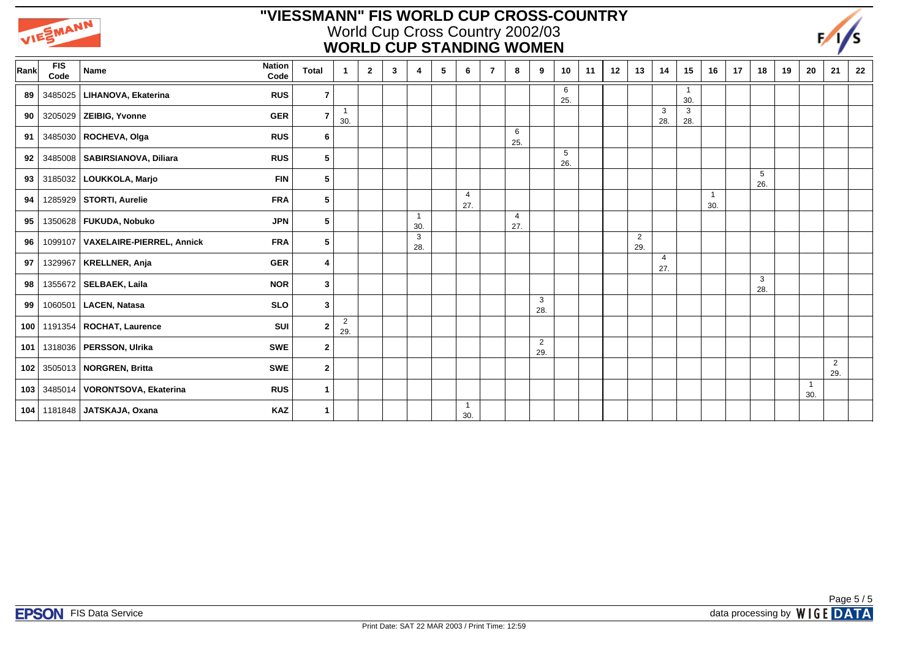# "VIESSMANN" FIS WORLD CUP CROSS-COUNTRY

## World Cup Cross Country 2002/03

## WORLD CUP STANDING WOMEN

| Rank | FIS Code | Name | Nation Code | Total | 1 | 2 | 3 | 4 | 5 | 6 | 7 | 8 | 9 | 10 | 11 | 12 | 13 | 14 | 15 | 16 | 17 | 18 | 19 | 20 | 21 | 22 |
|---|---|---|---|---|---|---|---|---|---|---|---|---|---|---|---|---|---|---|---|---|---|---|---|---|---|---|
| 89 | 3485025 | LIHANOVA, Ekaterina | RUS | 7 | | | | | | | | | | 6 25. | | | | | 1 30. | | | | | | | |
| 90 | 3205029 | ZEIBIG, Yvonne | GER | 7 | 1 30. | | | | | | | | | | | | | 3 28. | 3 28. | | | | | | | |
| 91 | 3485030 | ROCHEVA, Olga | RUS | 6 | | | | | | | | 6 25. | | | | | | | | | | | | | | |
| 92 | 3485008 | SABIRSIANOVA, Diliara | RUS | 5 | | | | | | | | | | 5 26. | | | | | | | | | | | | |
| 93 | 3185032 | LOUKKOLA, Marjo | FIN | 5 | | | | | | | | | | | | | | | | | | 5 26. | | | | |
| 94 | 1285929 | STORTI, Aurelie | FRA | 5 | | | | | | 4 27. | | | | | | | | | | 1 30. | | | | | | |
| 95 | 1350628 | FUKUDA, Nobuko | JPN | 5 | | | | 1 30. | | | | 4 27. | | | | | | | | | | | | | | |
| 96 | 1099107 | VAXELAIRE-PIERREL, Annick | FRA | 5 | | | | 3 28. | | | | | | | | | 2 29. | | | | | | | | | |
| 97 | 1329967 | KRELLNER, Anja | GER | 4 | | | | | | | | | | | | | | 4 27. | | | | | | | | |
| 98 | 1355672 | SELBAEK, Laila | NOR | 3 | | | | | | | | | | | | | | | | | | 3 28. | | | | |
| 99 | 1060501 | LACEN, Natasa | SLO | 3 | | | | | | | | | 3 28. | | | | | | | | | | | | | |
| 100 | 1191354 | ROCHAT, Laurence | SUI | 2 | 2 29. | | | | | | | | | | | | | | | | | | | | | |
| 101 | 1318036 | PERSSON, Ulrika | SWE | 2 | | | | | | | | | 2 29. | | | | | | | | | | | | | |
| 102 | 3505013 | NORGREN, Britta | SWE | 2 | | | | | | | | | | | | | | | | | | | | | 2 29. | |
| 103 | 3485014 | VORONTSOVA, Ekaterina | RUS | 1 | | | | | | | | | | | | | | | | | | | | 1 30. | | |
| 104 | 1181848 | JATSKAJA, Oxana | KAZ | 1 | | | | | | 1 30. | | | | | | | | | | | | | | | | |

FIS Data Service

data processing by WIGE DATA

Print Date: SAT 22 MAR 2003 / Print Time: 12:59